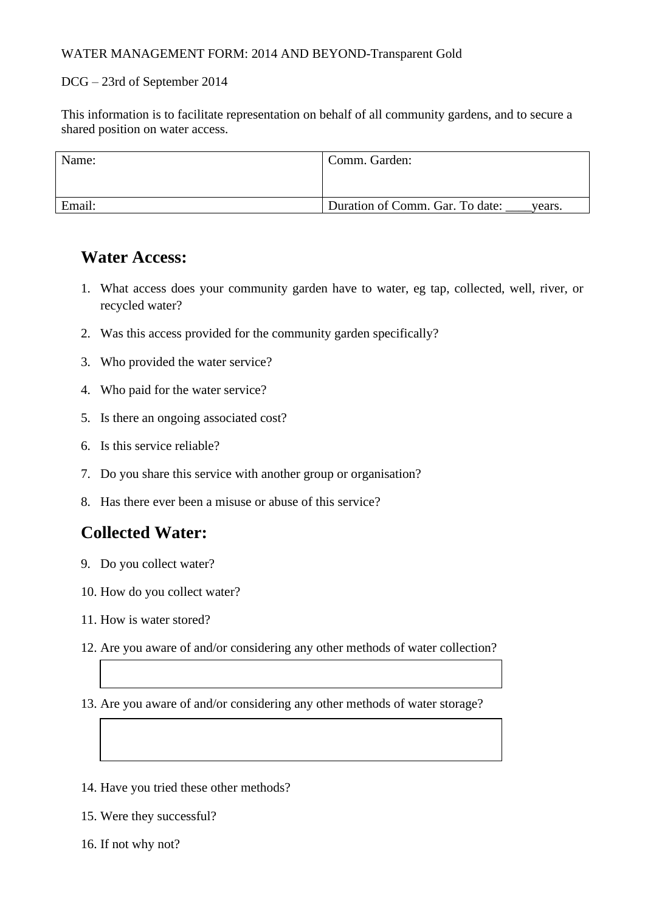WATER MANAGEMENT FORM: 2014 AND BEYOND-Transparent Gold

DCG – 23rd of September 2014

This information is to facilitate representation on behalf of all community gardens, and to secure a shared position on water access.

| Name: | Comm. Garden: |
|---|---|
| Email: | Duration of Comm. Gar. To date: ____years. |

## Water Access:

1. What access does your community garden have to water, eg tap, collected, well, river, or recycled water?
2. Was this access provided for the community garden specifically?
3. Who provided the water service?
4. Who paid for the water service?
5. Is there an ongoing associated cost?
6. Is this service reliable?
7. Do you share this service with another group or organisation?
8. Has there ever been a misuse or abuse of this service?

## Collected Water:

9. Do you collect water?
10. How do you collect water?
11. How is water stored?
12. Are you aware of and/or considering any other methods of water collection?
13. Are you aware of and/or considering any other methods of water storage?
14. Have you tried these other methods?
15. Were they successful?
16. If not why not?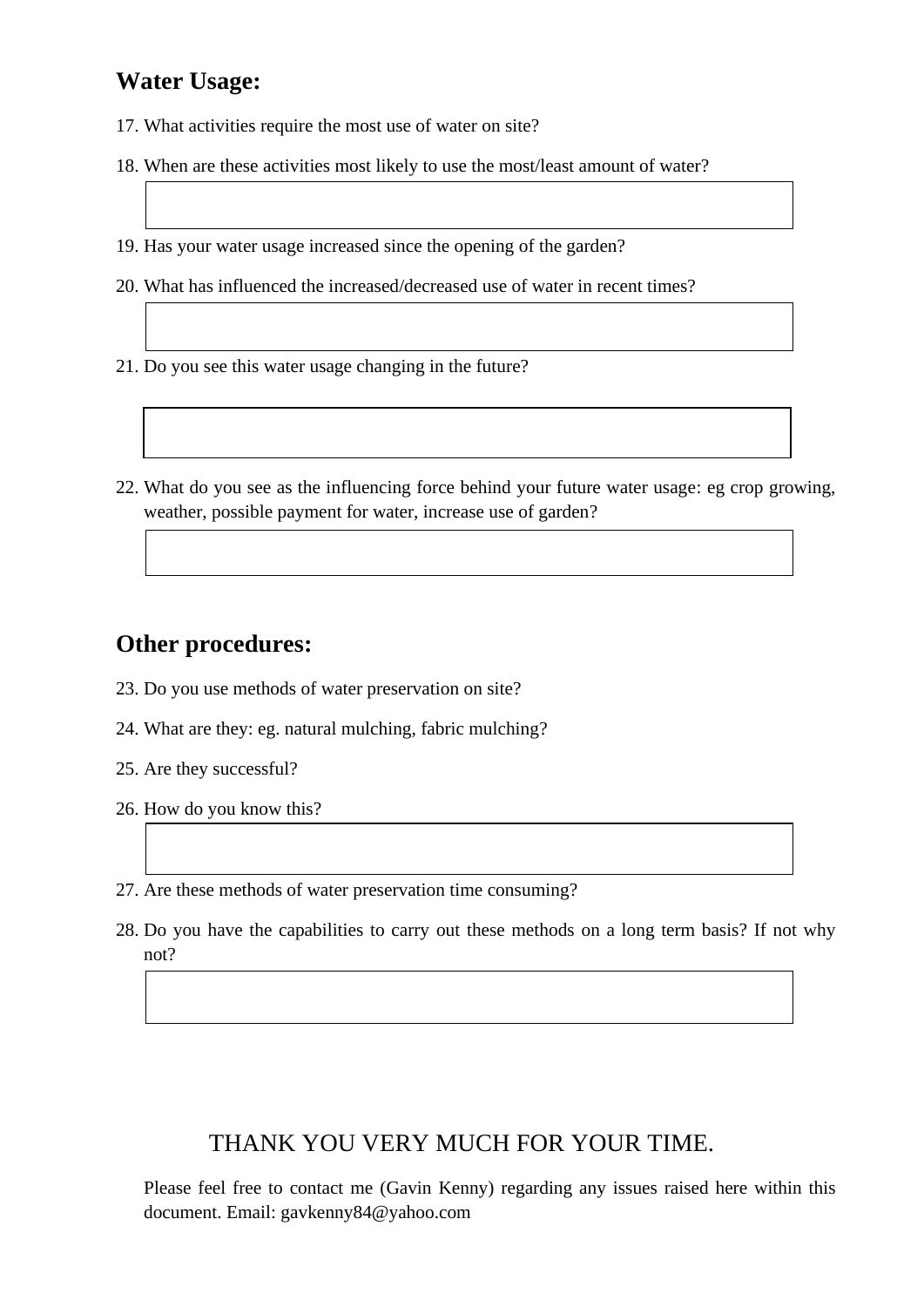## Water Usage:

17. What activities require the most use of water on site?
18. When are these activities most likely to use the most/least amount of water?
19. Has your water usage increased since the opening of the garden?
20. What has influenced the increased/decreased use of water in recent times?
21. Do you see this water usage changing in the future?
22. What do you see as the influencing force behind your future water usage: eg crop growing, weather, possible payment for water, increase use of garden?

## Other procedures:

23. Do you use methods of water preservation on site?
24. What are they: eg. natural mulching, fabric mulching?
25. Are they successful?
26. How do you know this?
27. Are these methods of water preservation time consuming?
28. Do you have the capabilities to carry out these methods on a long term basis? If not why not?

THANK YOU VERY MUCH FOR YOUR TIME.

Please feel free to contact me (Gavin Kenny) regarding any issues raised here within this document. Email: gavkenny84@yahoo.com